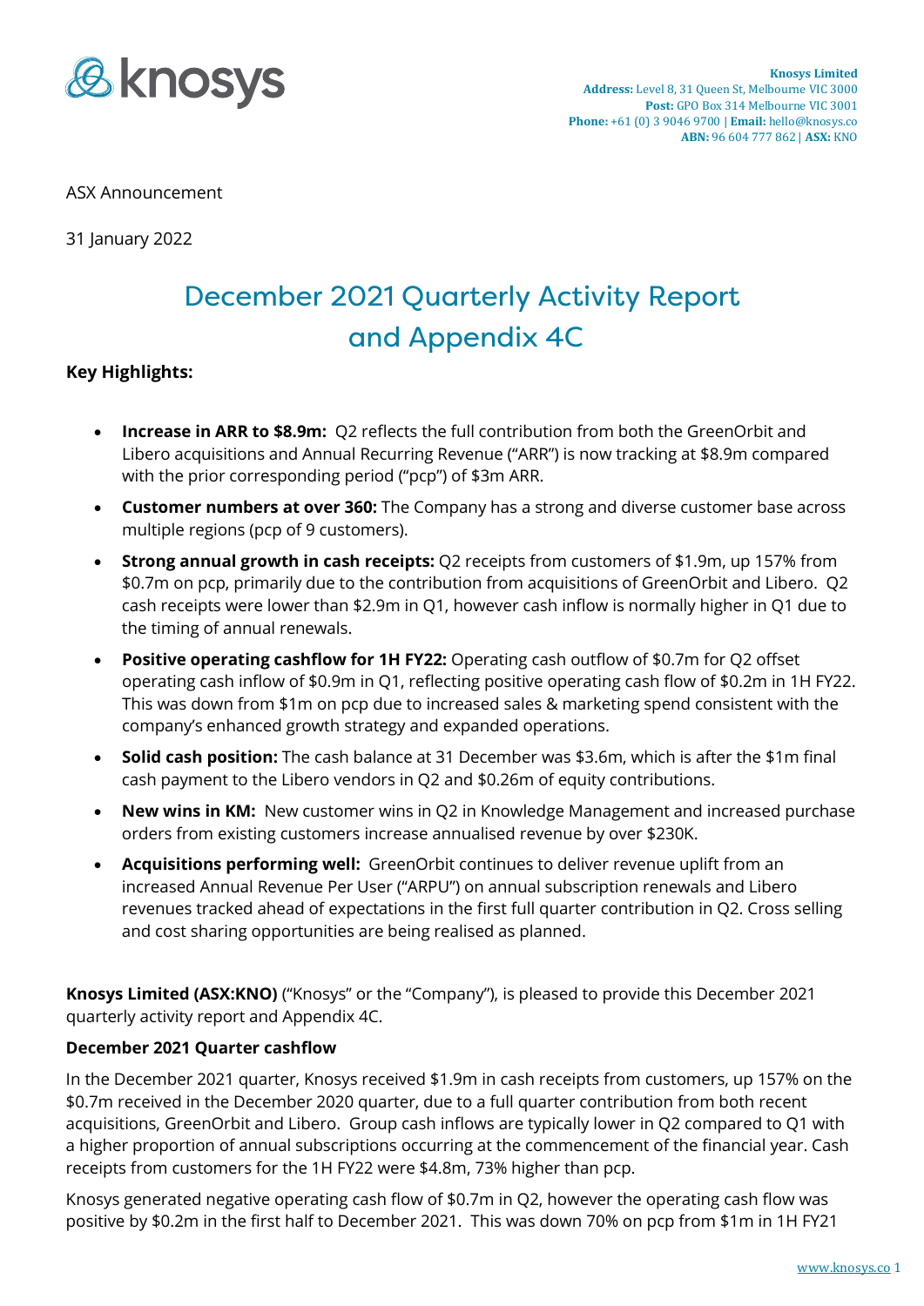Knosys Limited
**Address:** Level 8, 31 Queen St, Melbourne VIC 3000
**Post:** GPO Box 314 Melbourne VIC 3001
**Phone:** +61 (0) 3 9046 9700 | **Email:** hello@knosys.co
**ABN:** 96 604 777 862 | **ASX:** KNO

ASX Announcement

31 January 2022

# December 2021 Quarterly Activity Report and Appendix 4C

**Key Highlights:**

- **Increase in ARR to $8.9m:** Q2 reflects the full contribution from both the GreenOrbit and Libero acquisitions and Annual Recurring Revenue ("ARR") is now tracking at $8.9m compared with the prior corresponding period ("pcp") of $3m ARR.
- **Customer numbers at over 360:** The Company has a strong and diverse customer base across multiple regions (pcp of 9 customers).
- **Strong annual growth in cash receipts:** Q2 receipts from customers of $1.9m, up 157% from $0.7m on pcp, primarily due to the contribution from acquisitions of GreenOrbit and Libero. Q2 cash receipts were lower than $2.9m in Q1, however cash inflow is normally higher in Q1 due to the timing of annual renewals.
- **Positive operating cashflow for 1H FY22:** Operating cash outflow of $0.7m for Q2 offset operating cash inflow of $0.9m in Q1, reflecting positive operating cash flow of $0.2m in 1H FY22. This was down from $1m on pcp due to increased sales & marketing spend consistent with the company's enhanced growth strategy and expanded operations.
- **Solid cash position:** The cash balance at 31 December was $3.6m, which is after the $1m final cash payment to the Libero vendors in Q2 and $0.26m of equity contributions.
- **New wins in KM:** New customer wins in Q2 in Knowledge Management and increased purchase orders from existing customers increase annualised revenue by over $230K.
- **Acquisitions performing well:** GreenOrbit continues to deliver revenue uplift from an increased Annual Revenue Per User ("ARPU") on annual subscription renewals and Libero revenues tracked ahead of expectations in the first full quarter contribution in Q2. Cross selling and cost sharing opportunities are being realised as planned.

**Knosys Limited (ASX:KNO)** ("Knosys" or the "Company"), is pleased to provide this December 2021 quarterly activity report and Appendix 4C.

**December 2021 Quarter cashflow**

In the December 2021 quarter, Knosys received $1.9m in cash receipts from customers, up 157% on the $0.7m received in the December 2020 quarter, due to a full quarter contribution from both recent acquisitions, GreenOrbit and Libero. Group cash inflows are typically lower in Q2 compared to Q1 with a higher proportion of annual subscriptions occurring at the commencement of the financial year. Cash receipts from customers for the 1H FY22 were $4.8m, 73% higher than pcp.

Knosys generated negative operating cash flow of $0.7m in Q2, however the operating cash flow was positive by $0.2m in the first half to December 2021. This was down 70% on pcp from $1m in 1H FY21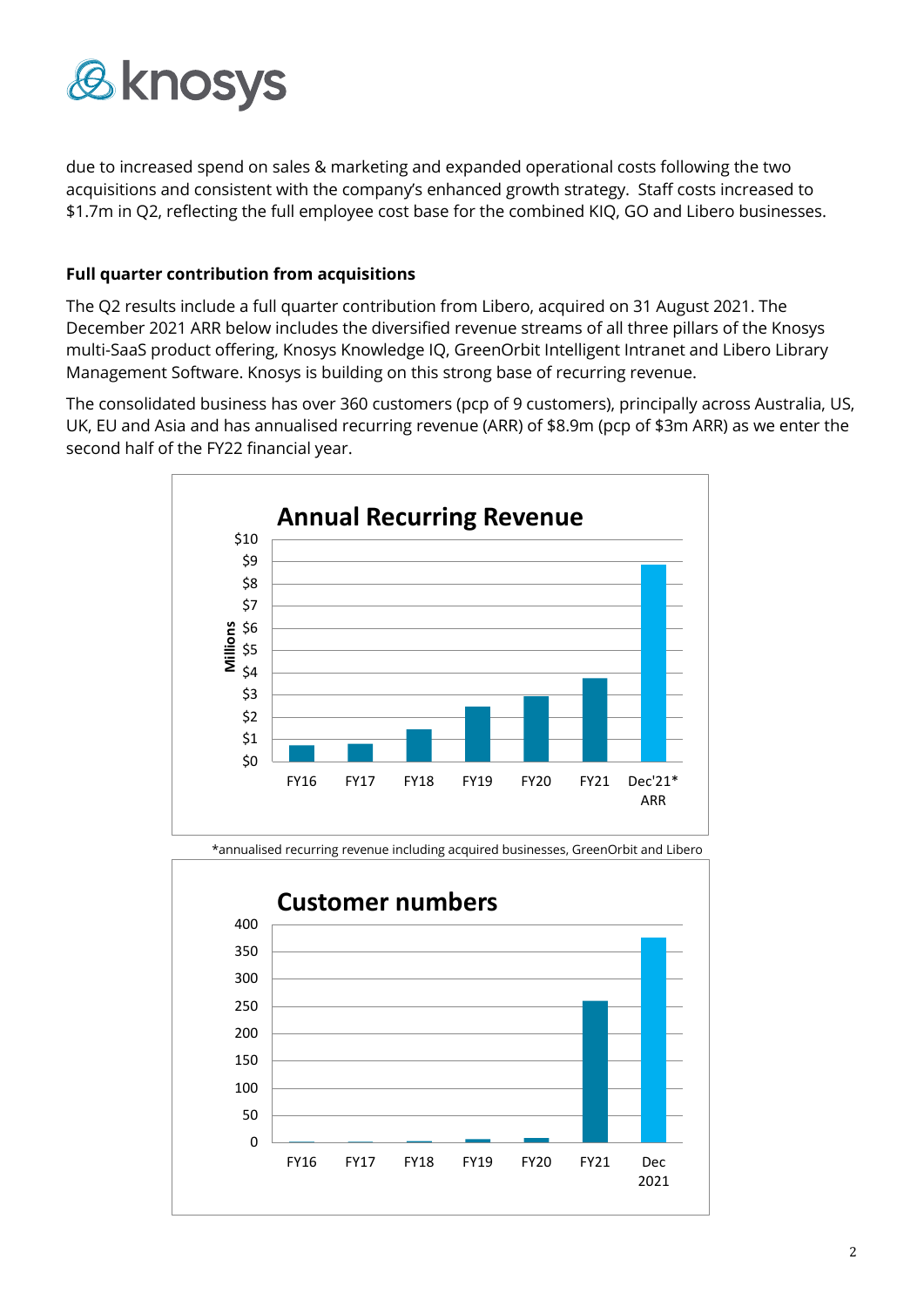due to increased spend on sales & marketing and expanded operational costs following the two acquisitions and consistent with the company's enhanced growth strategy. Staff costs increased to $1.7m in Q2, reflecting the full employee cost base for the combined KIQ, GO and Libero businesses.

**Full quarter contribution from acquisitions**

The Q2 results include a full quarter contribution from Libero, acquired on 31 August 2021. The December 2021 ARR below includes the diversified revenue streams of all three pillars of the Knosys multi-SaaS product offering, Knosys Knowledge IQ, GreenOrbit Intelligent Intranet and Libero Library Management Software. Knosys is building on this strong base of recurring revenue.

The consolidated business has over 360 customers (pcp of 9 customers), principally across Australia, US, UK, EU and Asia and has annualised recurring revenue (ARR) of $8.9m (pcp of $3m ARR) as we enter the second half of the FY22 financial year.

*annualised recurring revenue including acquired businesses, GreenOrbit and Libero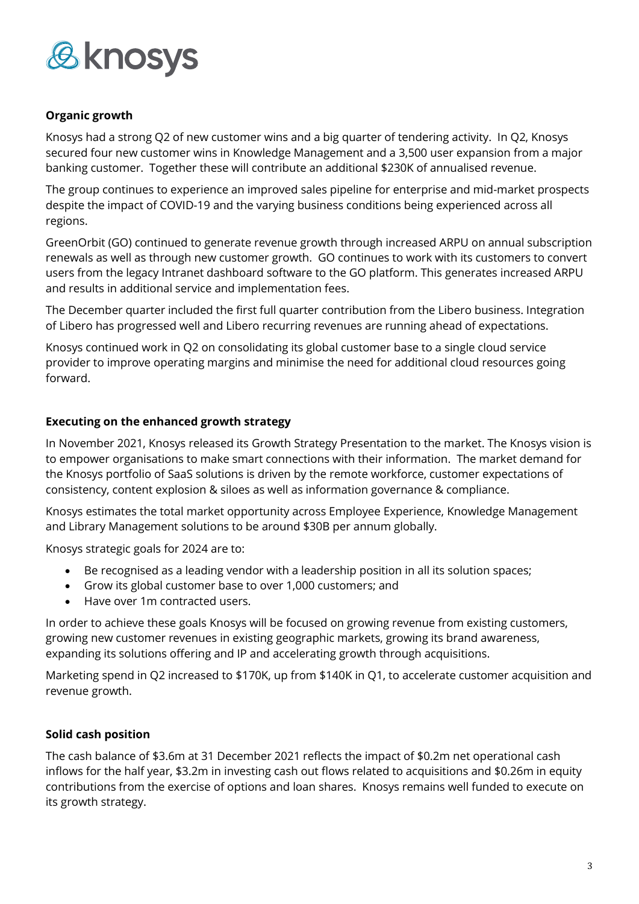### Organic growth

Knosys had a strong Q2 of new customer wins and a big quarter of tendering activity. In Q2, Knosys secured four new customer wins in Knowledge Management and a 3,500 user expansion from a major banking customer. Together these will contribute an additional $230K of annualised revenue.

The group continues to experience an improved sales pipeline for enterprise and mid-market prospects despite the impact of COVID-19 and the varying business conditions being experienced across all regions.

GreenOrbit (GO) continued to generate revenue growth through increased ARPU on annual subscription renewals as well as through new customer growth. GO continues to work with its customers to convert users from the legacy Intranet dashboard software to the GO platform. This generates increased ARPU and results in additional service and implementation fees.

The December quarter included the first full quarter contribution from the Libero business. Integration of Libero has progressed well and Libero recurring revenues are running ahead of expectations.

Knosys continued work in Q2 on consolidating its global customer base to a single cloud service provider to improve operating margins and minimise the need for additional cloud resources going forward.

### Executing on the enhanced growth strategy

In November 2021, Knosys released its Growth Strategy Presentation to the market. The Knosys vision is to empower organisations to make smart connections with their information. The market demand for the Knosys portfolio of SaaS solutions is driven by the remote workforce, customer expectations of consistency, content explosion & siloes as well as information governance & compliance.

Knosys estimates the total market opportunity across Employee Experience, Knowledge Management and Library Management solutions to be around $30B per annum globally.

Knosys strategic goals for 2024 are to:

- Be recognised as a leading vendor with a leadership position in all its solution spaces;
- Grow its global customer base to over 1,000 customers; and
- Have over 1m contracted users.

In order to achieve these goals Knosys will be focused on growing revenue from existing customers, growing new customer revenues in existing geographic markets, growing its brand awareness, expanding its solutions offering and IP and accelerating growth through acquisitions.

Marketing spend in Q2 increased to $170K, up from $140K in Q1, to accelerate customer acquisition and revenue growth.

### Solid cash position

The cash balance of $3.6m at 31 December 2021 reflects the impact of $0.2m net operational cash inflows for the half year, $3.2m in investing cash out flows related to acquisitions and $0.26m in equity contributions from the exercise of options and loan shares. Knosys remains well funded to execute on its growth strategy.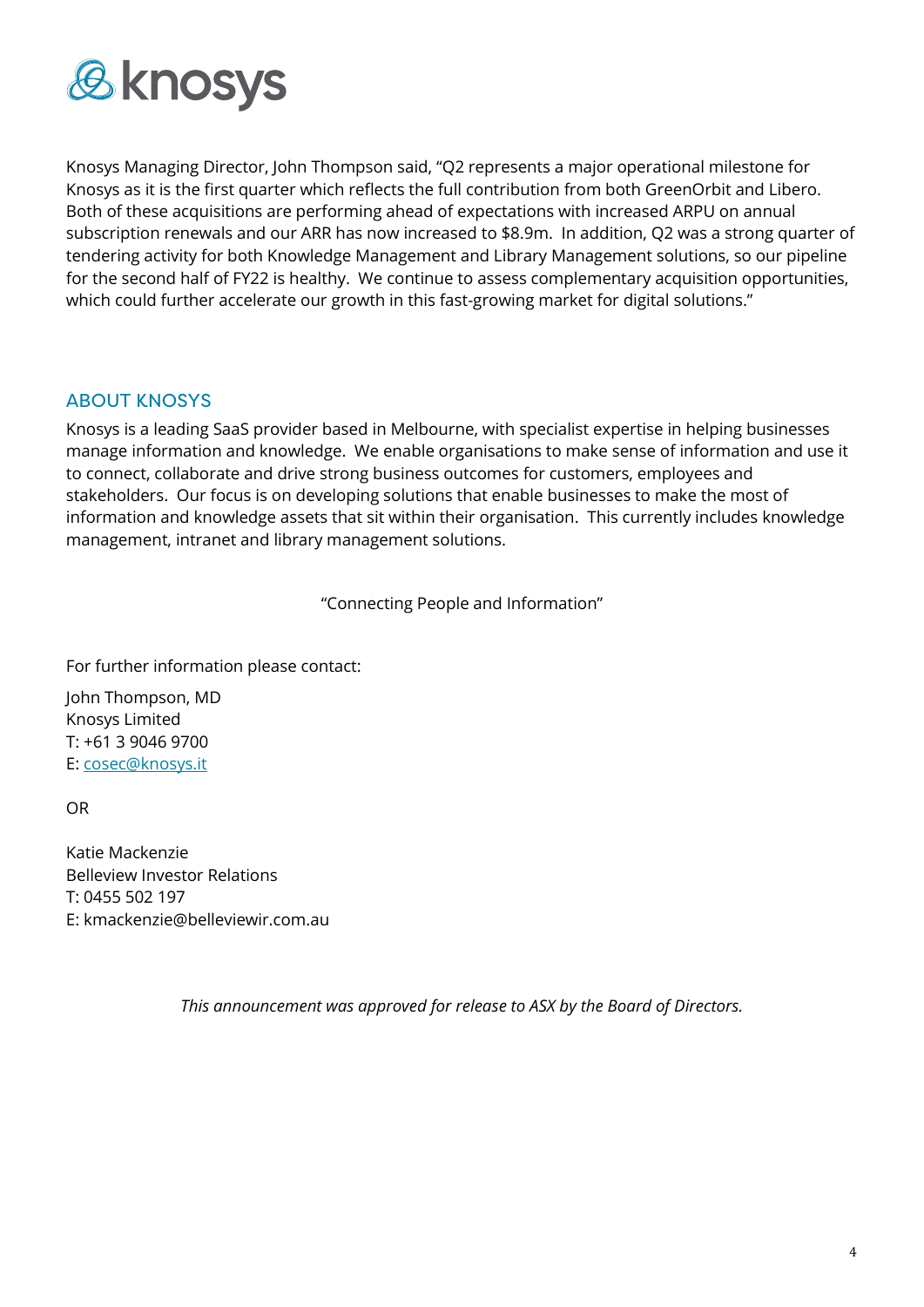Knosys Managing Director, John Thompson said, "Q2 represents a major operational milestone for Knosys as it is the first quarter which reflects the full contribution from both GreenOrbit and Libero. Both of these acquisitions are performing ahead of expectations with increased ARPU on annual subscription renewals and our ARR has now increased to $8.9m. In addition, Q2 was a strong quarter of tendering activity for both Knowledge Management and Library Management solutions, so our pipeline for the second half of FY22 is healthy. We continue to assess complementary acquisition opportunities, which could further accelerate our growth in this fast-growing market for digital solutions."

## ABOUT KNOSYS

Knosys is a leading SaaS provider based in Melbourne, with specialist expertise in helping businesses manage information and knowledge. We enable organisations to make sense of information and use it to connect, collaborate and drive strong business outcomes for customers, employees and stakeholders. Our focus is on developing solutions that enable businesses to make the most of information and knowledge assets that sit within their organisation. This currently includes knowledge management, intranet and library management solutions.

"Connecting People and Information"

For further information please contact:

John Thompson, MD
Knosys Limited
T: +61 3 9046 9700
E: cosec@knosys.it

OR

Katie Mackenzie
Belleview Investor Relations
T: 0455 502 197
E: kmackenzie@belleviewir.com.au

*This announcement was approved for release to ASX by the Board of Directors.*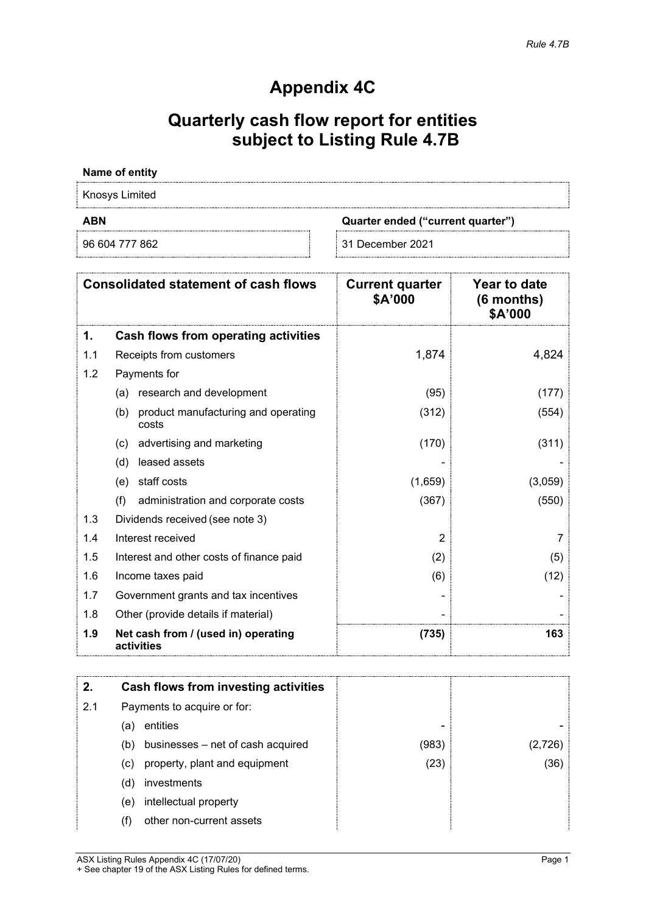*Rule 4.7B*

# Appendix 4C

## Quarterly cash flow report for entities subject to Listing Rule 4.7B

**Name of entity**

Knosys Limited

| ABN | Quarter ended ("current quarter") |
|---|---|
| 96 604 777 862 | 31 December 2021 |

| | Consolidated statement of cash flows | Current quarter $A'000 | Year to date (6 months) $A'000 |
|---|---|---|---|
| **1.** | **Cash flows from operating activities** | | |
| 1.1 | Receipts from customers | 1,874 | 4,824 |
| 1.2 | Payments for | | |
| | (a) research and development | (95) | (177) |
| | (b) product manufacturing and operating costs | (312) | (554) |
| | (c) advertising and marketing | (170) | (311) |
| | (d) leased assets | - | - |
| | (e) staff costs | (1,659) | (3,059) |
| | (f) administration and corporate costs | (367) | (550) |
| 1.3 | Dividends received (see note 3) | | |
| 1.4 | Interest received | 2 | 7 |
| 1.5 | Interest and other costs of finance paid | (2) | (5) |
| 1.6 | Income taxes paid | (6) | (12) |
| 1.7 | Government grants and tax incentives | - | - |
| 1.8 | Other (provide details if material) | - | - |
| **1.9** | **Net cash from / (used in) operating activities** | **(735)** | **163** |

| | | | |
|---|---|---|---|
| **2.** | **Cash flows from investing activities** | | |
| 2.1 | Payments to acquire or for: | | |
| | (a) entities | - | - |
| | (b) businesses – net of cash acquired | (983) | (2,726) |
| | (c) property, plant and equipment | (23) | (36) |
| | (d) investments | | |
| | (e) intellectual property | | |
| | (f) other non-current assets | | |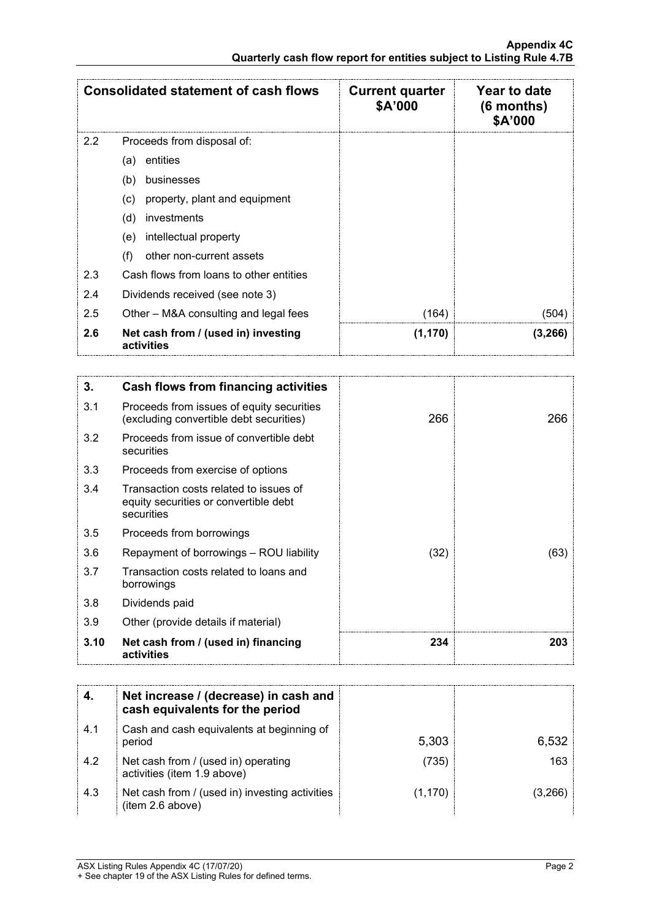| Consolidated statement of cash flows | | Current quarter $A'000 | Year to date (6 months) $A'000 |
|---|---|---|---|
| 2.2 | Proceeds from disposal of: | | |
| | (a) entities | | |
| | (b) businesses | | |
| | (c) property, plant and equipment | | |
| | (d) investments | | |
| | (e) intellectual property | | |
| | (f) other non-current assets | | |
| 2.3 | Cash flows from loans to other entities | | |
| 2.4 | Dividends received (see note 3) | | |
| 2.5 | Other – M&A consulting and legal fees | (164) | (504) |
| **2.6** | **Net cash from / (used in) investing activities** | **(1,170)** | **(3,266)** |

| **3.** | **Cash flows from financing activities** | | |
|---|---|---|---|
| 3.1 | Proceeds from issues of equity securities (excluding convertible debt securities) | 266 | 266 |
| 3.2 | Proceeds from issue of convertible debt securities | | |
| 3.3 | Proceeds from exercise of options | | |
| 3.4 | Transaction costs related to issues of equity securities or convertible debt securities | | |
| 3.5 | Proceeds from borrowings | | |
| 3.6 | Repayment of borrowings – ROU liability | (32) | (63) |
| 3.7 | Transaction costs related to loans and borrowings | | |
| 3.8 | Dividends paid | | |
| 3.9 | Other (provide details if material) | | |
| **3.10** | **Net cash from / (used in) financing activities** | **234** | **203** |

| **4.** | **Net increase / (decrease) in cash and cash equivalents for the period** | | |
|---|---|---|---|
| 4.1 | Cash and cash equivalents at beginning of period | 5,303 | 6,532 |
| 4.2 | Net cash from / (used in) operating activities (item 1.9 above) | (735) | 163 |
| 4.3 | Net cash from / (used in) investing activities (item 2.6 above) | (1,170) | (3,266) |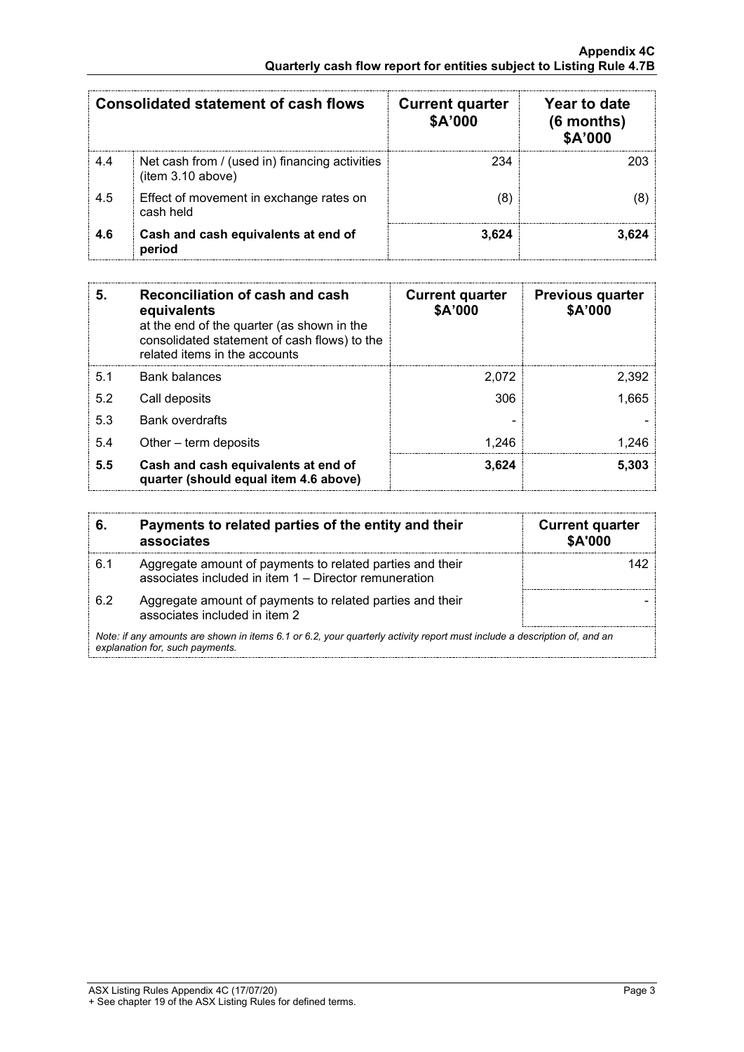| Consolidated statement of cash flows | | Current quarter $A'000 | Year to date (6 months) $A'000 |
|---|---|---|---|
| 4.4 | Net cash from / (used in) financing activities (item 3.10 above) | 234 | 203 |
| 4.5 | Effect of movement in exchange rates on cash held | (8) | (8) |
| **4.6** | **Cash and cash equivalents at end of period** | **3,624** | **3,624** |

| 5. | **Reconciliation of cash and cash equivalents** at the end of the quarter (as shown in the consolidated statement of cash flows) to the related items in the accounts | Current quarter $A'000 | Previous quarter $A'000 |
|---|---|---|---|
| 5.1 | Bank balances | 2,072 | 2,392 |
| 5.2 | Call deposits | 306 | 1,665 |
| 5.3 | Bank overdrafts | - | - |
| 5.4 | Other – term deposits | 1,246 | 1,246 |
| **5.5** | **Cash and cash equivalents at end of quarter (should equal item 4.6 above)** | **3,624** | **5,303** |

| 6. | **Payments to related parties of the entity and their associates** | Current quarter $A'000 |
|---|---|---|
| 6.1 | Aggregate amount of payments to related parties and their associates included in item 1 – Director remuneration | 142 |
| 6.2 | Aggregate amount of payments to related parties and their associates included in item 2 | - |

*Note: if any amounts are shown in items 6.1 or 6.2, your quarterly activity report must include a description of, and an explanation for, such payments.*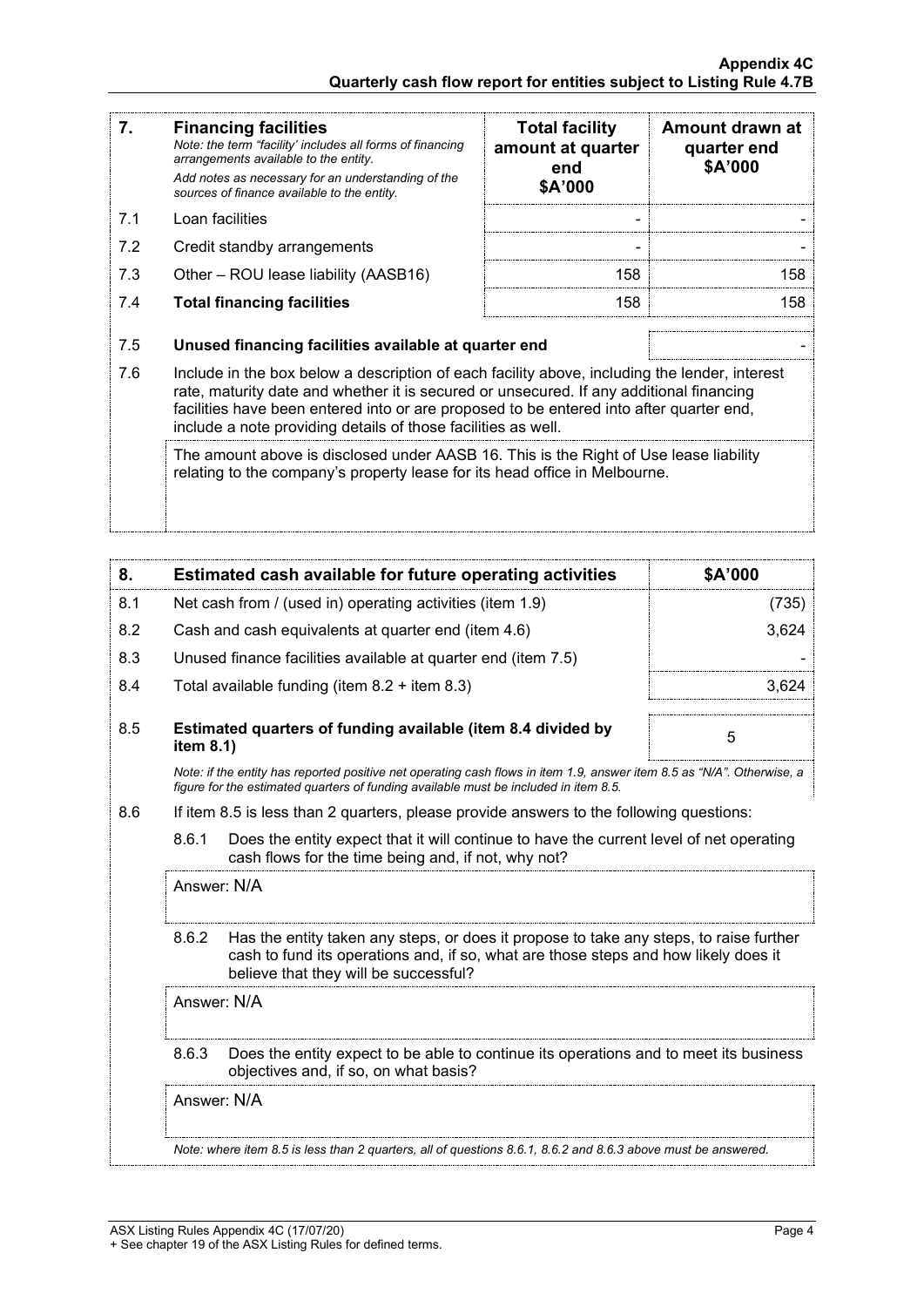| 7. | **Financing facilities**<br>*Note: the term "facility' includes all forms of financing arrangements available to the entity.*<br>*Add notes as necessary for an understanding of the sources of finance available to the entity.* | **Total facility amount at quarter end**<br>**$A'000** | **Amount drawn at quarter end**<br>**$A'000** |
|---|---|---|---|
| 7.1 | Loan facilities | - | - |
| 7.2 | Credit standby arrangements | - | - |
| 7.3 | Other – ROU lease liability (AASB16) | 158 | 158 |
| 7.4 | **Total financing facilities** | 158 | 158 |
| | | | |
| 7.5 | **Unused financing facilities available at quarter end** | | - |
| 7.6 | Include in the box below a description of each facility above, including the lender, interest rate, maturity date and whether it is secured or unsecured. If any additional financing facilities have been entered into or are proposed to be entered into after quarter end, include a note providing details of those facilities as well. | | |
| | The amount above is disclosed under AASB 16. This is the Right of Use lease liability relating to the company's property lease for its head office in Melbourne. | | |

| 8. | **Estimated cash available for future operating activities** | **$A'000** |
|---|---|---|
| 8.1 | Net cash from / (used in) operating activities (item 1.9) | (735) |
| 8.2 | Cash and cash equivalents at quarter end (item 4.6) | 3,624 |
| 8.3 | Unused finance facilities available at quarter end (item 7.5) | - |
| 8.4 | Total available funding (item 8.2 + item 8.3) | 3,624 |
| | | |
| 8.5 | **Estimated quarters of funding available (item 8.4 divided by item 8.1)** | 5 |

*Note: if the entity has reported positive net operating cash flows in item 1.9, answer item 8.5 as "N/A". Otherwise, a figure for the estimated quarters of funding available must be included in item 8.5.*

8.6 If item 8.5 is less than 2 quarters, please provide answers to the following questions:

8.6.1 Does the entity expect that it will continue to have the current level of net operating cash flows for the time being and, if not, why not?

Answer: N/A

8.6.2 Has the entity taken any steps, or does it propose to take any steps, to raise further cash to fund its operations and, if so, what are those steps and how likely does it believe that they will be successful?

Answer: N/A

8.6.3 Does the entity expect to be able to continue its operations and to meet its business objectives and, if so, on what basis?

Answer: N/A

*Note: where item 8.5 is less than 2 quarters, all of questions 8.6.1, 8.6.2 and 8.6.3 above must be answered.*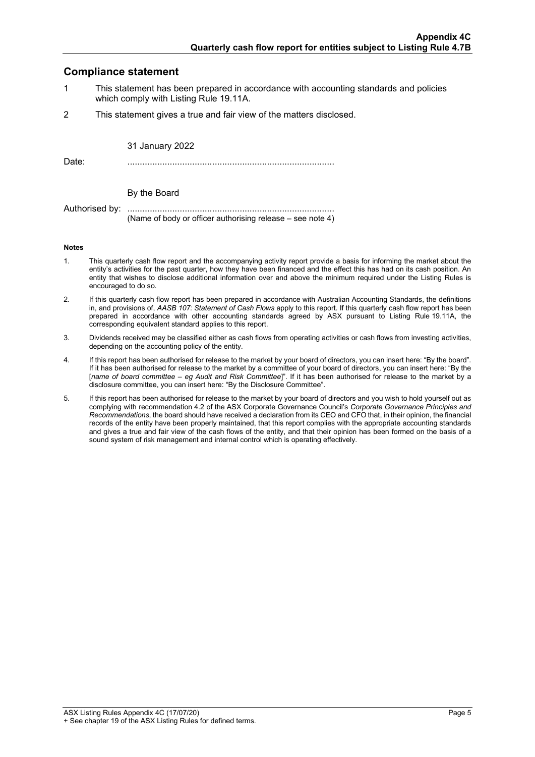## Compliance statement

1 This statement has been prepared in accordance with accounting standards and policies which comply with Listing Rule 19.11A.

2 This statement gives a true and fair view of the matters disclosed.

Date: 31 January 2022

Authorised by: By the Board
(Name of body or officer authorising release – see note 4)

**Notes**

1. This quarterly cash flow report and the accompanying activity report provide a basis for informing the market about the entity's activities for the past quarter, how they have been financed and the effect this has had on its cash position. An entity that wishes to disclose additional information over and above the minimum required under the Listing Rules is encouraged to do so.

2. If this quarterly cash flow report has been prepared in accordance with Australian Accounting Standards, the definitions in, and provisions of, *AASB 107: Statement of Cash Flows* apply to this report. If this quarterly cash flow report has been prepared in accordance with other accounting standards agreed by ASX pursuant to Listing Rule 19.11A, the corresponding equivalent standard applies to this report.

3. Dividends received may be classified either as cash flows from operating activities or cash flows from investing activities, depending on the accounting policy of the entity.

4. If this report has been authorised for release to the market by your board of directors, you can insert here: "By the board". If it has been authorised for release to the market by a committee of your board of directors, you can insert here: "By the [*name of board committee – eg Audit and Risk Committee*]". If it has been authorised for release to the market by a disclosure committee, you can insert here: "By the Disclosure Committee".

5. If this report has been authorised for release to the market by your board of directors and you wish to hold yourself out as complying with recommendation 4.2 of the ASX Corporate Governance Council's *Corporate Governance Principles and Recommendations*, the board should have received a declaration from its CEO and CFO that, in their opinion, the financial records of the entity have been properly maintained, that this report complies with the appropriate accounting standards and gives a true and fair view of the cash flows of the entity, and that their opinion has been formed on the basis of a sound system of risk management and internal control which is operating effectively.